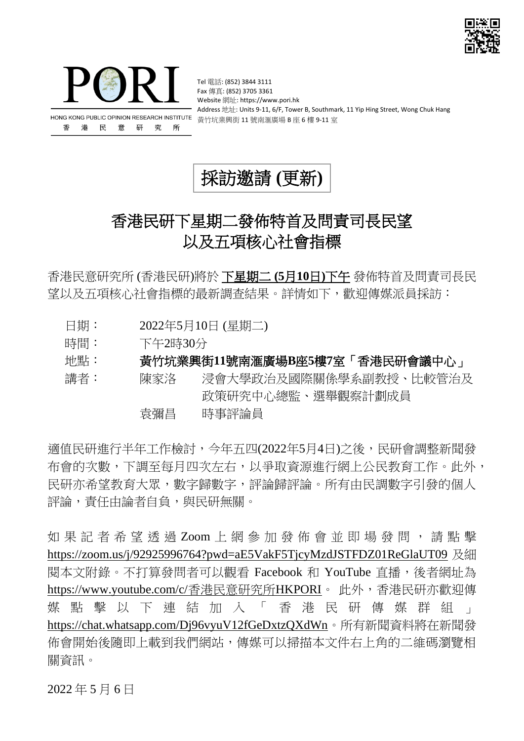PORI

HONG KONG PUBLIC OPINION RESEARCH INSTITUTE
香 港 民 意 研 究 所

Tel 電話: (852) 3844 3111
Fax 傳真: (852) 3705 3361
Website 網址: https://www.pori.hk
Address 地址: Units 9-11, 6/F, Tower B, Southmark, 11 Yip Hing Street, Wong Chuk Hang
黃竹坑業興街 11 號南滙廣場 B 座 6 樓 9-11 室

# 採訪邀請 (更新)

## 香港民研下星期二發佈特首及問責司長民望以及五項核心社會指標

香港民意研究所 (香港民研)將於 下星期二 (5月10日)下午 發佈特首及問責司長民望以及五項核心社會指標的最新調查結果。詳情如下，歡迎傳媒派員採訪：

| | | |
|---|---|---|
| 日期： | 2022年5月10日 (星期二) | |
| 時間： | 下午2時30分 | |
| 地點： | **黃竹坑業興街11號南滙廣場B座5樓7室「香港民研會議中心」** | |
| 講者： | 陳家洛 | 浸會大學政治及國際關係學系副教授、比較管治及政策研究中心總監、選舉觀察計劃成員 |
| | 袁彌昌 | 時事評論員 |

適值民研進行半年工作檢討，今年五四(2022年5月4日)之後，民研會調整新聞發布會的次數，下調至每月四次左右，以爭取資源進行網上公民教育工作。此外，民研亦希望教育大眾，數字歸數字，評論歸評論。所有由民調數字引發的個人評論，責任由論者自負，與民研無關。

如果記者希望透過 Zoom 上網參加發佈會並即場發問，請點擊 https://zoom.us/j/92925996764?pwd=aE5VakF5TjcyMzdJSTFDZ01ReGlaUT09 及細閱本文附錄。不打算發問者可以觀看 Facebook 和 YouTube 直播，後者網址為 https://www.youtube.com/c/香港民意研究所HKPORI。 此外，香港民研亦歡迎傳媒點擊以下連結加入「香港民研傳媒群組」 https://chat.whatsapp.com/Dj96vyuV12fGeDxtzQXdWn。所有新聞資料將在新聞發佈會開始後隨即上載到我們網站，傳媒可以掃描本文件右上角的二維碼瀏覽相關資訊。

2022 年 5 月 6 日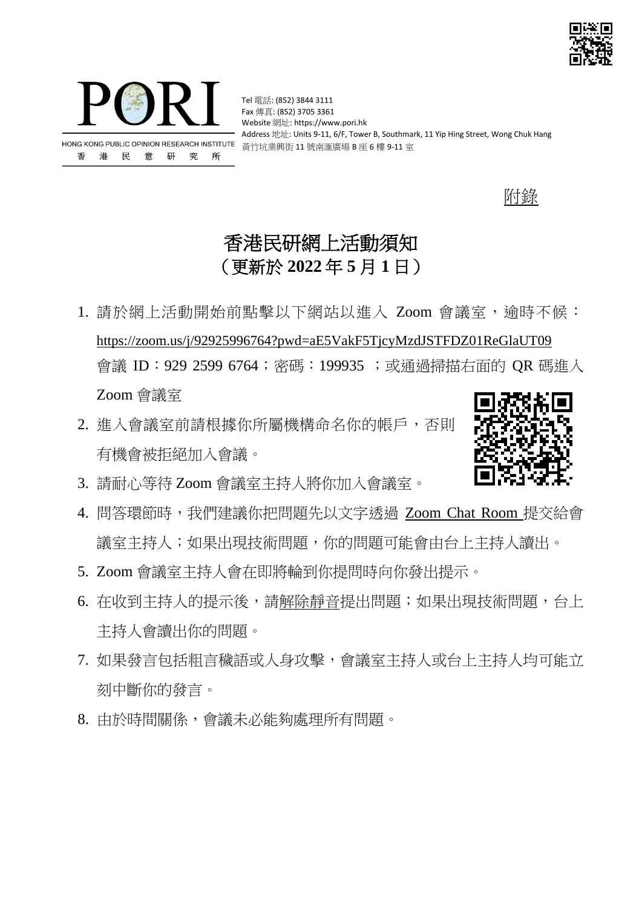Tel 電話: (852) 3844 3111
Fax 傳真: (852) 3705 3361
Website 網址: https://www.pori.hk
Address 地址: Units 9-11, 6/F, Tower B, Southmark, 11 Yip Hing Street, Wong Chuk Hang
黃竹坑業興街 11 號南滙廣場 B 座 6 樓 9-11 室

附錄

# 香港民研網上活動須知
# （更新於 2022 年 5 月 1 日）

1. 請於網上活動開始前點擊以下網站以進入 Zoom 會議室，逾時不候：https://zoom.us/j/92925996764?pwd=aE5VakF5TjcyMzdJSTFDZ01ReGlaUT09
   會議 ID：929 2599 6764；密碼：199935 ；或通過掃描右面的 QR 碼進入 Zoom 會議室
2. 進入會議室前請根據你所屬機構命名你的帳戶，否則有機會被拒絕加入會議。
3. 請耐心等待 Zoom 會議室主持人將你加入會議室。
4. 問答環節時，我們建議你把問題先以文字透過 Zoom Chat Room 提交給會議室主持人；如果出現技術問題，你的問題可能會由台上主持人讀出。
5. Zoom 會議室主持人會在即將輪到你提問時向你發出提示。
6. 在收到主持人的提示後，請解除靜音提出問題；如果出現技術問題，台上主持人會讀出你的問題。
7. 如果發言包括粗言穢語或人身攻擊，會議室主持人或台上主持人均可能立刻中斷你的發言。
8. 由於時間關係，會議未必能夠處理所有問題。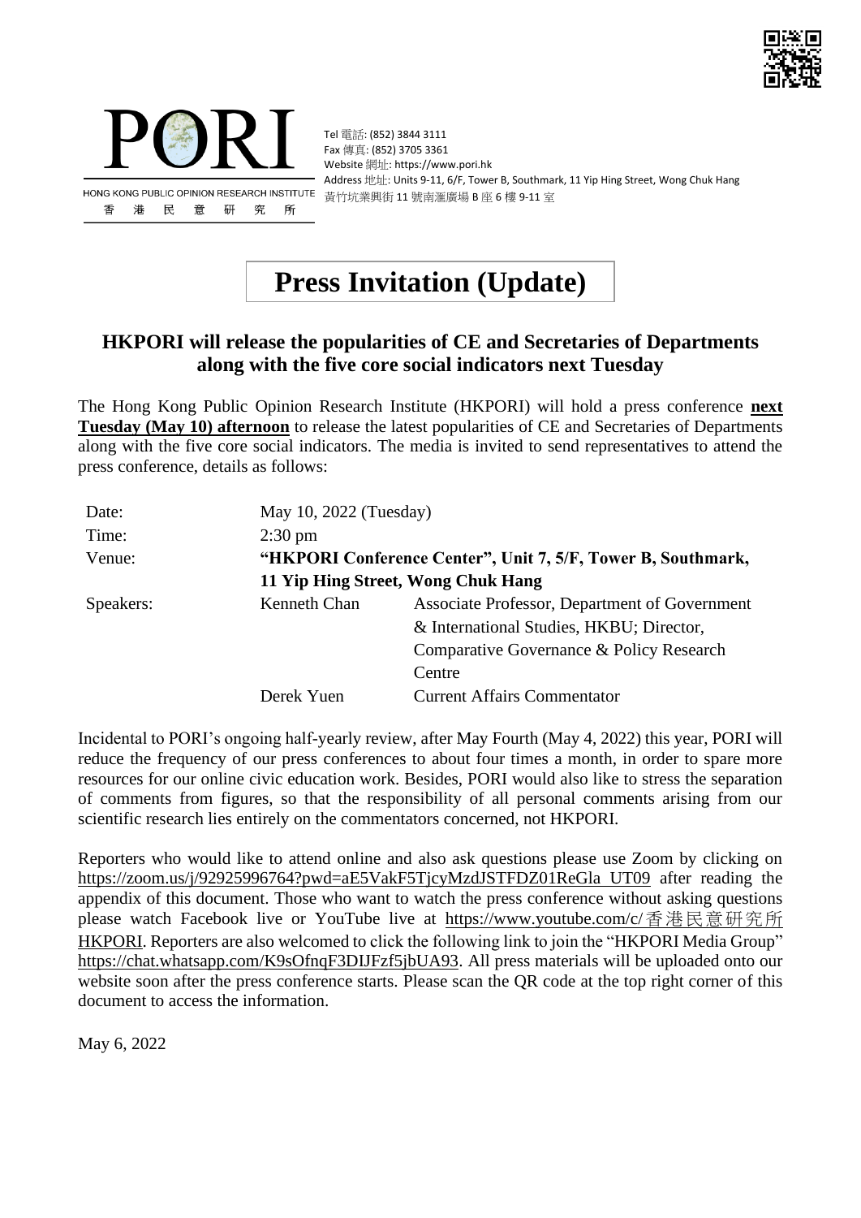PORI

HONG KONG PUBLIC OPINION RESEARCH INSTITUTE
香 港 民 意 研 究 所

Tel 電話: (852) 3844 3111
Fax 傳真: (852) 3705 3361
Website 網址: https://www.pori.hk
Address 地址: Units 9-11, 6/F, Tower B, Southmark, 11 Yip Hing Street, Wong Chuk Hang
黃竹坑業興街 11 號南滙廣場 B 座 6 樓 9-11 室

# Press Invitation (Update)

## HKPORI will release the popularities of CE and Secretaries of Departments along with the five core social indicators next Tuesday

The Hong Kong Public Opinion Research Institute (HKPORI) will hold a press conference **next Tuesday (May 10) afternoon** to release the latest popularities of CE and Secretaries of Departments along with the five core social indicators. The media is invited to send representatives to attend the press conference, details as follows:

| | | |
|---|---|---|
| Date: | May 10, 2022 (Tuesday) | |
| Time: | 2:30 pm | |
| Venue: | **"HKPORI Conference Center", Unit 7, 5/F, Tower B, Southmark, 11 Yip Hing Street, Wong Chuk Hang** | |
| Speakers: | Kenneth Chan | Associate Professor, Department of Government & International Studies, HKBU; Director, Comparative Governance & Policy Research Centre |
| | Derek Yuen | Current Affairs Commentator |

Incidental to PORI's ongoing half-yearly review, after May Fourth (May 4, 2022) this year, PORI will reduce the frequency of our press conferences to about four times a month, in order to spare more resources for our online civic education work. Besides, PORI would also like to stress the separation of comments from figures, so that the responsibility of all personal comments arising from our scientific research lies entirely on the commentators concerned, not HKPORI.

Reporters who would like to attend online and also ask questions please use Zoom by clicking on https://zoom.us/j/92925996764?pwd=aE5VakF5TjcyMzdJSTFDZ01ReGla UT09 after reading the appendix of this document. Those who want to watch the press conference without asking questions please watch Facebook live or YouTube live at https://www.youtube.com/c/香港民意研究所HKPORI. Reporters are also welcomed to click the following link to join the "HKPORI Media Group" https://chat.whatsapp.com/K9sOfnqF3DIJFzf5jbUA93. All press materials will be uploaded onto our website soon after the press conference starts. Please scan the QR code at the top right corner of this document to access the information.

May 6, 2022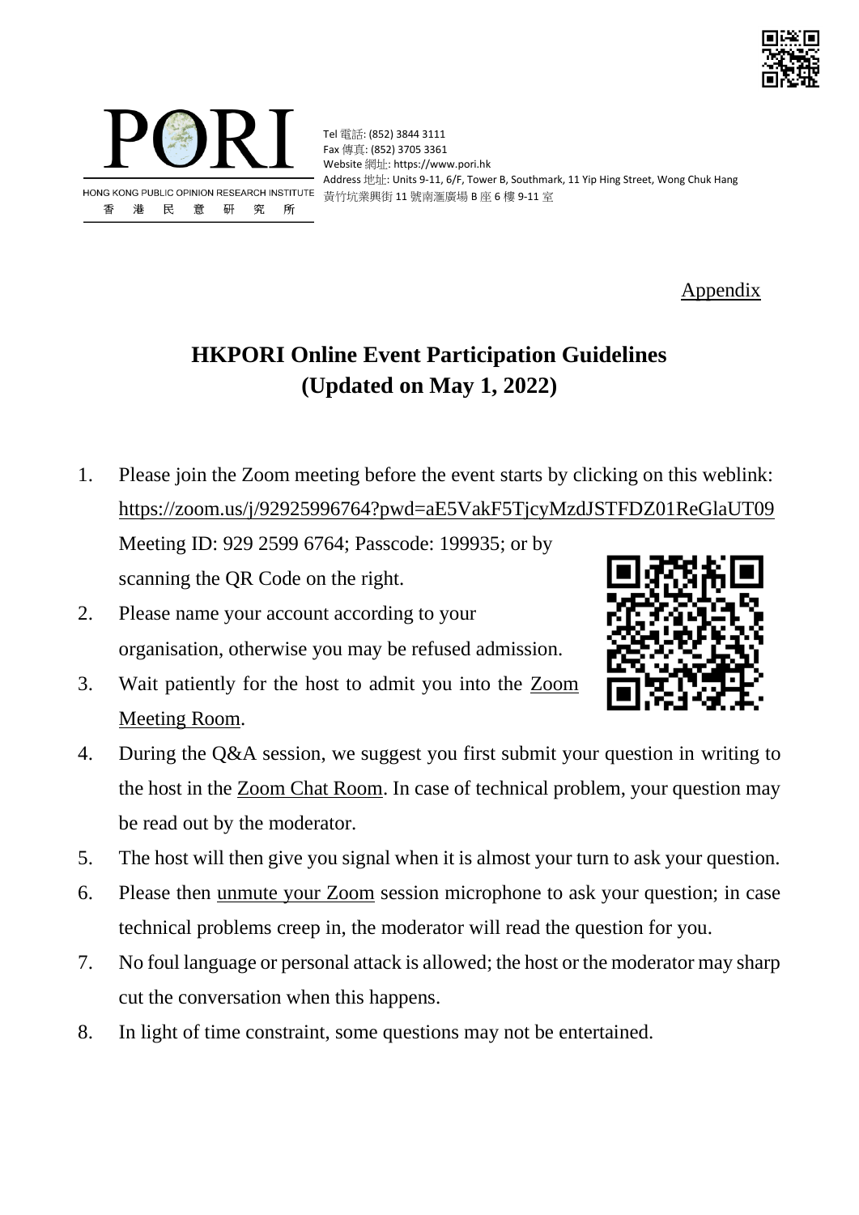PORI

HONG KONG PUBLIC OPINION RESEARCH INSTITUTE
香港民意研究所

Tel 電話: (852) 3844 3111
Fax 傳真: (852) 3705 3361
Website 網址: https://www.pori.hk
Address 地址: Units 9-11, 6/F, Tower B, Southmark, 11 Yip Hing Street, Wong Chuk Hang
黃竹坑業興街 11 號南滙廣場 B 座 6 樓 9-11 室

Appendix

# HKPORI Online Event Participation Guidelines
# (Updated on May 1, 2022)

1. Please join the Zoom meeting before the event starts by clicking on this weblink: https://zoom.us/j/92925996764?pwd=aE5VakF5TjcyMzdJSTFDZ01ReGlaUT09 Meeting ID: 929 2599 6764; Passcode: 199935; or by scanning the QR Code on the right.
2. Please name your account according to your organisation, otherwise you may be refused admission.
3. Wait patiently for the host to admit you into the Zoom Meeting Room.
4. During the Q&A session, we suggest you first submit your question in writing to the host in the Zoom Chat Room. In case of technical problem, your question may be read out by the moderator.
5. The host will then give you signal when it is almost your turn to ask your question.
6. Please then unmute your Zoom session microphone to ask your question; in case technical problems creep in, the moderator will read the question for you.
7. No foul language or personal attack is allowed; the host or the moderator may sharp cut the conversation when this happens.
8. In light of time constraint, some questions may not be entertained.